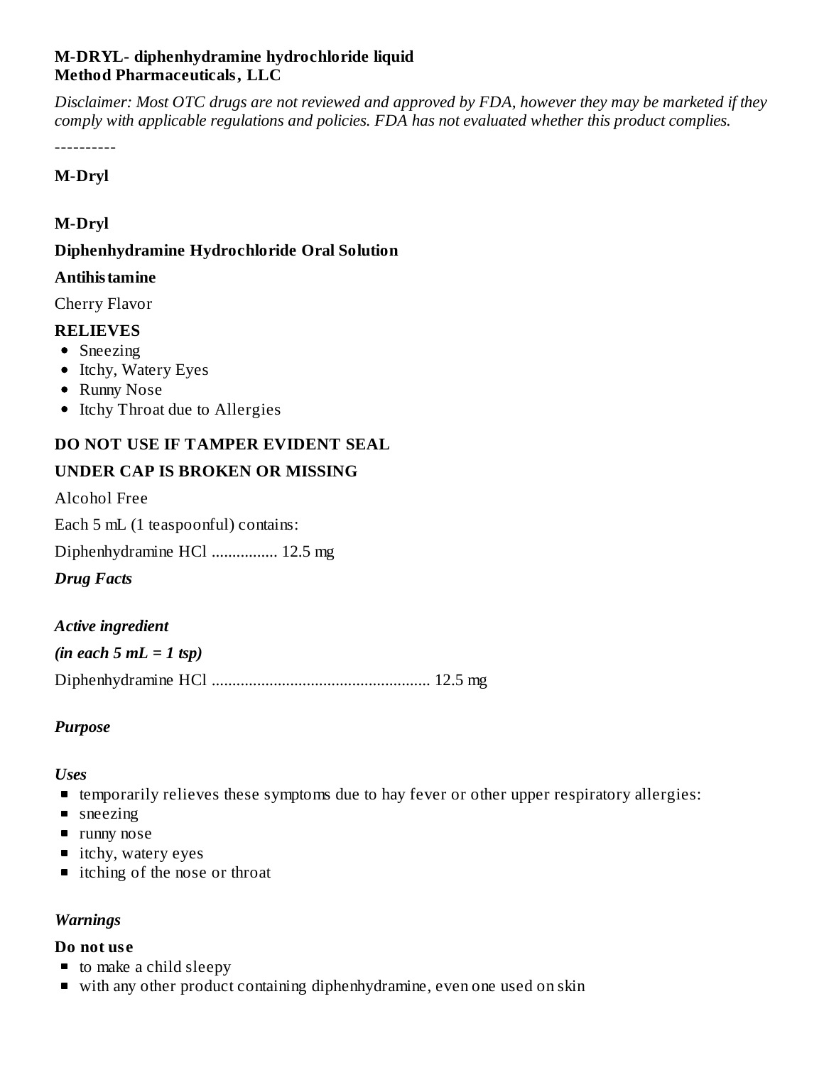**M-DRYL- diphenhydramine hydrochloride liquid**
**Method Pharmaceuticals, LLC**

*Disclaimer: Most OTC drugs are not reviewed and approved by FDA, however they may be marketed if they comply with applicable regulations and policies. FDA has not evaluated whether this product complies.*

----------

**M-Dryl**

**M-Dryl**

**Diphenhydramine Hydrochloride Oral Solution**

**Antihistamine**

Cherry Flavor

**RELIEVES**

- Sneezing
- Itchy, Watery Eyes
- Runny Nose
- Itchy Throat due to Allergies

**DO NOT USE IF TAMPER EVIDENT SEAL**

**UNDER CAP IS BROKEN OR MISSING**

Alcohol Free

Each 5 mL (1 teaspoonful) contains:

Diphenhydramine HCl ................ 12.5 mg

***Drug Facts***

***Active ingredient***

***(in each 5 mL = 1 tsp)***

Diphenhydramine HCl ..................................................... 12.5 mg

***Purpose***

***Uses***

- temporarily relieves these symptoms due to hay fever or other upper respiratory allergies:
- sneezing
- runny nose
- itchy, watery eyes
- itching of the nose or throat

***Warnings***

**Do not use**

- to make a child sleepy
- with any other product containing diphenhydramine, even one used on skin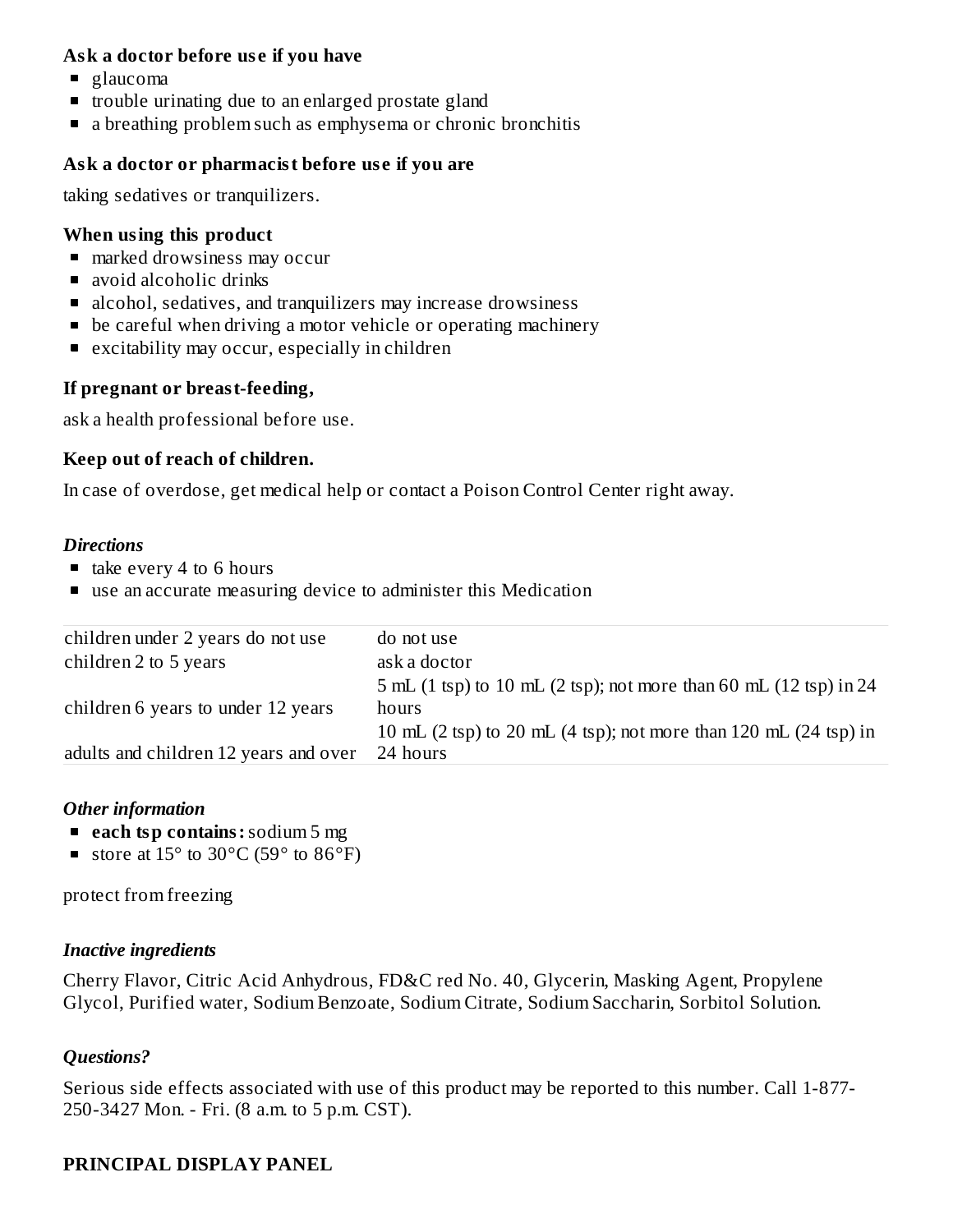### Ask a doctor before use if you have

- glaucoma
- trouble urinating due to an enlarged prostate gland
- a breathing problem such as emphysema or chronic bronchitis

### Ask a doctor or pharmacist before use if you are

taking sedatives or tranquilizers.

### When using this product

- marked drowsiness may occur
- avoid alcoholic drinks
- alcohol, sedatives, and tranquilizers may increase drowsiness
- be careful when driving a motor vehicle or operating machinery
- excitability may occur, especially in children

### If pregnant or breast-feeding,

ask a health professional before use.

### Keep out of reach of children.

In case of overdose, get medical help or contact a Poison Control Center right away.

### *Directions*

- take every 4 to 6 hours
- use an accurate measuring device to administer this Medication

| | |
|---|---|
| children under 2 years do not use | do not use |
| children 2 to 5 years | ask a doctor |
| children 6 years to under 12 years | 5 mL (1 tsp) to 10 mL (2 tsp); not more than 60 mL (12 tsp) in 24 hours |
| adults and children 12 years and over | 10 mL (2 tsp) to 20 mL (4 tsp); not more than 120 mL (24 tsp) in 24 hours |

### *Other information*

- **each tsp contains:** sodium 5 mg
- store at 15° to 30°C (59° to 86°F)

protect from freezing

### *Inactive ingredients*

Cherry Flavor, Citric Acid Anhydrous, FD&C red No. 40, Glycerin, Masking Agent, Propylene Glycol, Purified water, Sodium Benzoate, Sodium Citrate, Sodium Saccharin, Sorbitol Solution.

### *Questions?*

Serious side effects associated with use of this product may be reported to this number. Call 1-877-250-3427 Mon. - Fri. (8 a.m. to 5 p.m. CST).

### PRINCIPAL DISPLAY PANEL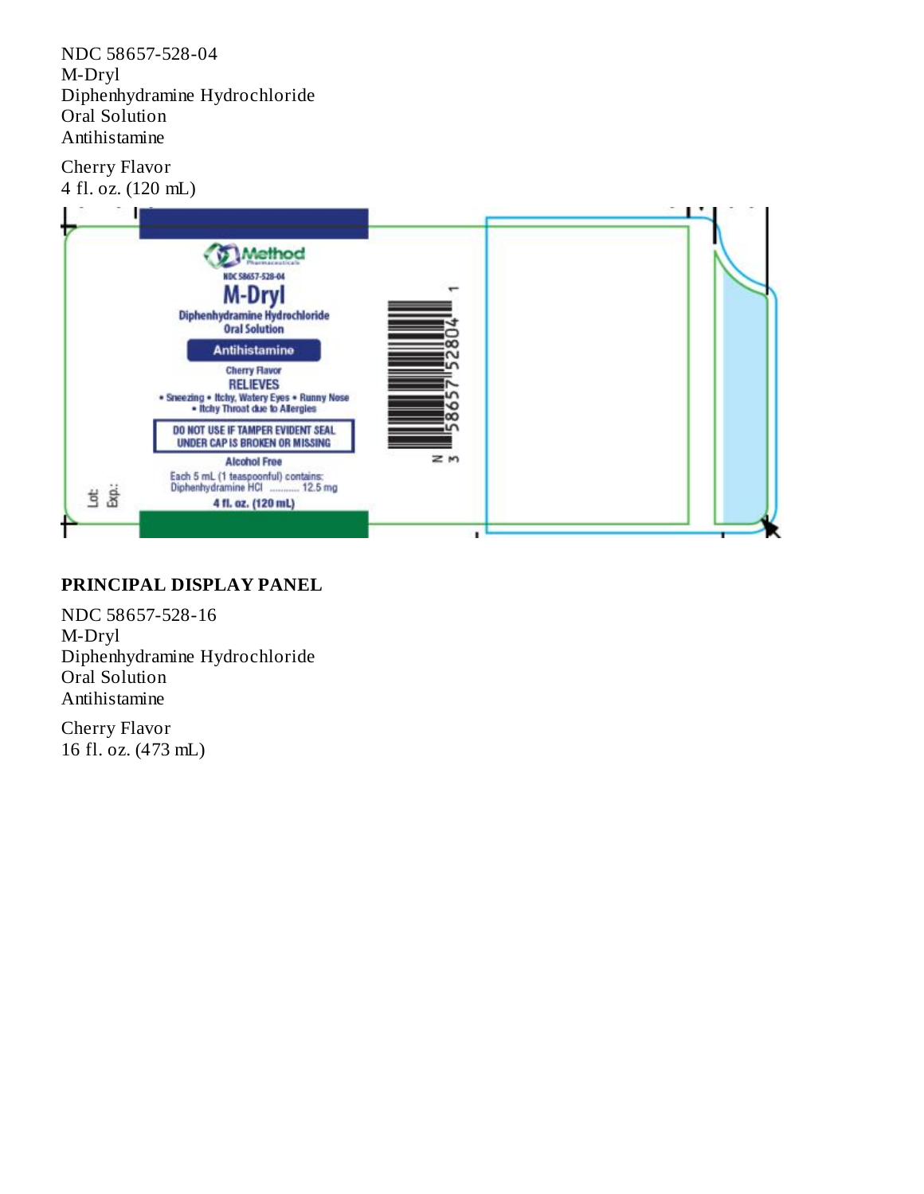NDC 58657-528-04
M-Dryl
Diphenhydramine Hydrochloride
Oral Solution
Antihistamine

Cherry Flavor
4 fl. oz. (120 mL)

Method Pharmaceuticals

NDC 58657-528-04

M-Dryl

Diphenhydramine Hydrochloride
Oral Solution

Antihistamine

Cherry Flavor

RELIEVES

• Sneezing • Itchy, Watery Eyes • Runny Nose
• Itchy Throat due to Allergies

DO NOT USE IF TAMPER EVIDENT SEAL UNDER CAP IS BROKEN OR MISSING

Alcohol Free

Each 5 mL (1 teaspoonful) contains:
Diphenhydramine HCl ........... 12.5 mg

4 fl. oz. (120 mL)

Lot:
Exp.:

N 3 58657 52804 1

## PRINCIPAL DISPLAY PANEL

NDC 58657-528-16
M-Dryl
Diphenhydramine Hydrochloride
Oral Solution
Antihistamine

Cherry Flavor
16 fl. oz. (473 mL)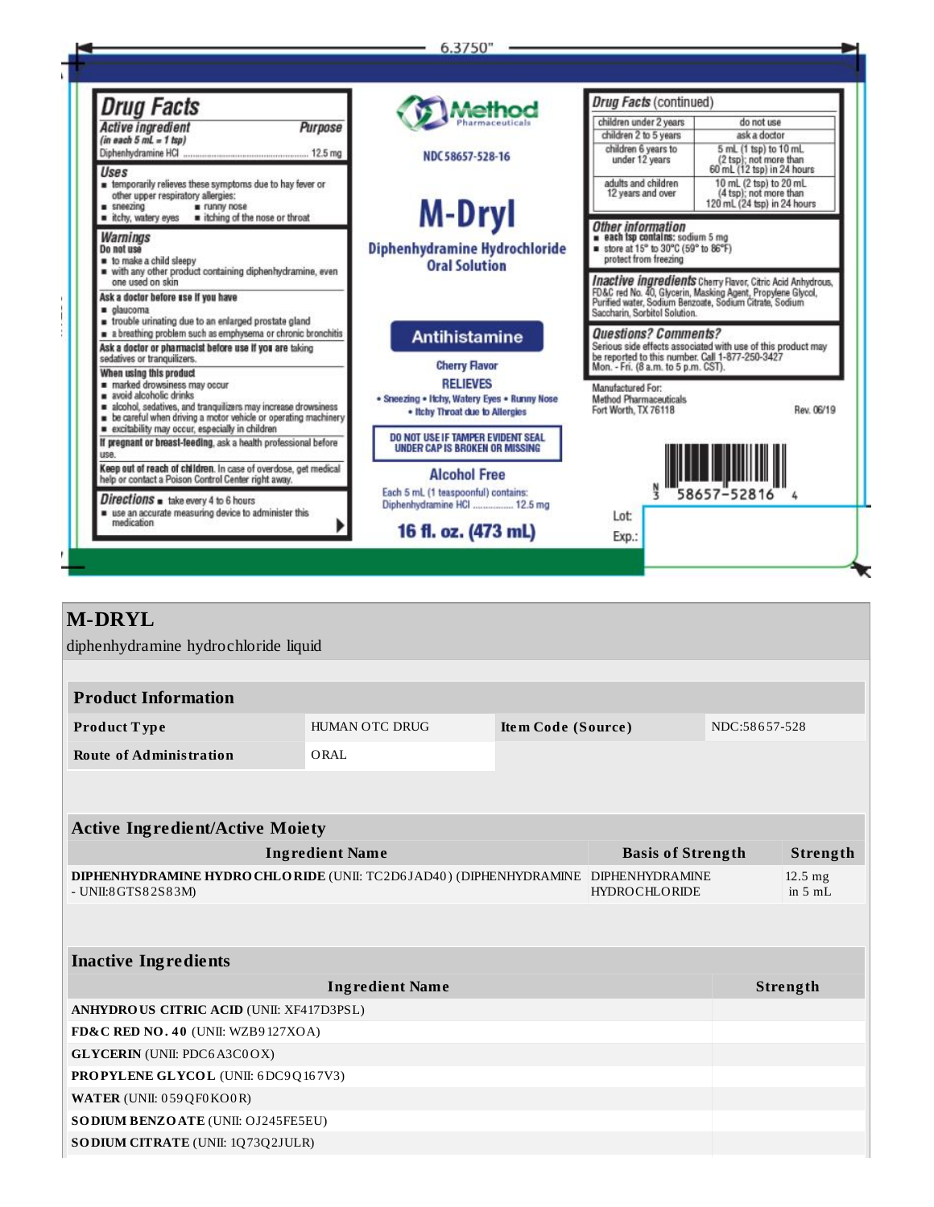6.3750"

# Drug Facts

**Active ingredient** (in each 5 mL = 1 tsp) — **Purpose**

Diphenhydramine HCl ........................ 12.5 mg

**Uses**

- temporarily relieves these symptoms due to hay fever or other upper respiratory allergies:
- sneezing
- runny nose
- itchy, watery eyes
- itching of the nose or throat

**Warnings**

**Do not use**

- to make a child sleepy
- with any other product containing diphenhydramine, even one used on skin

**Ask a doctor before use if you have**

- glaucoma
- trouble urinating due to an enlarged prostate gland
- a breathing problem such as emphysema or chronic bronchitis

**Ask a doctor or pharmacist before use if you are** taking sedatives or tranquilizers.

**When using this product**

- marked drowsiness may occur
- avoid alcoholic drinks
- alcohol, sedatives, and tranquilizers may increase drowsiness
- be careful when driving a motor vehicle or operating machinery
- excitability may occur, especially in children

**If pregnant or breast-feeding,** ask a health professional before use.

**Keep out of reach of children.** In case of overdose, get medical help or contact a Poison Control Center right away.

**Directions**

- take every 4 to 6 hours
- use an accurate measuring device to administer this medication

Method Pharmaceuticals

NDC 58657-528-16

**M-Dryl**

**Diphenhydramine Hydrochloride Oral Solution**

**Antihistamine**

Cherry Flavor

RELIEVES

• Sneezing • Itchy, Watery Eyes • Runny Nose • Itchy Throat due to Allergies

DO NOT USE IF TAMPER EVIDENT SEAL UNDER CAP IS BROKEN OR MISSING

Alcohol Free

Each 5 mL (1 teaspoonful) contains: Diphenhydramine HCl ................ 12.5 mg

**16 fl. oz. (473 mL)**

**Drug Facts** (continued)

| | |
|---|---|
| children under 2 years | do not use |
| children 2 to 5 years | ask a doctor |
| children 6 years to under 12 years | 5 mL (1 tsp) to 10 mL (2 tsp); not more than 60 mL (12 tsp) in 24 hours |
| adults and children 12 years and over | 10 mL (2 tsp) to 20 mL (4 tsp); not more than 120 mL (24 tsp) in 24 hours |

**Other information**

- **each tsp contains:** sodium 5 mg
- store at 15° to 30°C (59° to 86°F)
- protect from freezing

**Inactive ingredients** Cherry Flavor, Citric Acid Anhydrous, FD&C red No. 40, Glycerin, Masking Agent, Propylene Glycol, Purified water, Sodium Benzoate, Sodium Citrate, Sodium Saccharin, Sorbitol Solution.

**Questions? Comments?**

Serious side effects associated with use of this product may be reported to this number. Call 1-877-250-3427 Mon. - Fri. (8 a.m. to 5 p.m. CST).

Manufactured For:
Method Pharmaceuticals
Fort Worth, TX 76118

Rev. 06/19

N 3 58657-52816 4

Lot:

Exp.:

# M-DRYL

diphenhydramine hydrochloride liquid

## Product Information

| | | | |
|---|---|---|---|
| **Product Type** | HUMAN OTC DRUG | **Item Code (Source)** | NDC:58657-528 |
| **Route of Administration** | ORAL | | |

## Active Ingredient/Active Moiety

| Ingredient Name | Basis of Strength | Strength |
|---|---|---|
| **DIPHENHYDRAMINE HYDROCHLORIDE** (UNII: TC2D6JAD40) (DIPHENHYDRAMINE - UNII:8GTS82S83M) | DIPHENHYDRAMINE HYDROCHLORIDE | 12.5 mg in 5 mL |

## Inactive Ingredients

| Ingredient Name | Strength |
|---|---|
| **ANHYDROUS CITRIC ACID** (UNII: XF417D3PSL) | |
| **FD&C RED NO. 40** (UNII: WZB9127XOA) | |
| **GLYCERIN** (UNII: PDC6A3C0OX) | |
| **PROPYLENE GLYCOL** (UNII: 6DC9Q167V3) | |
| **WATER** (UNII: 059QF0KO0R) | |
| **SODIUM BENZOATE** (UNII: OJ245FE5EU) | |
| **SODIUM CITRATE** (UNII: 1Q73Q2JULR) | |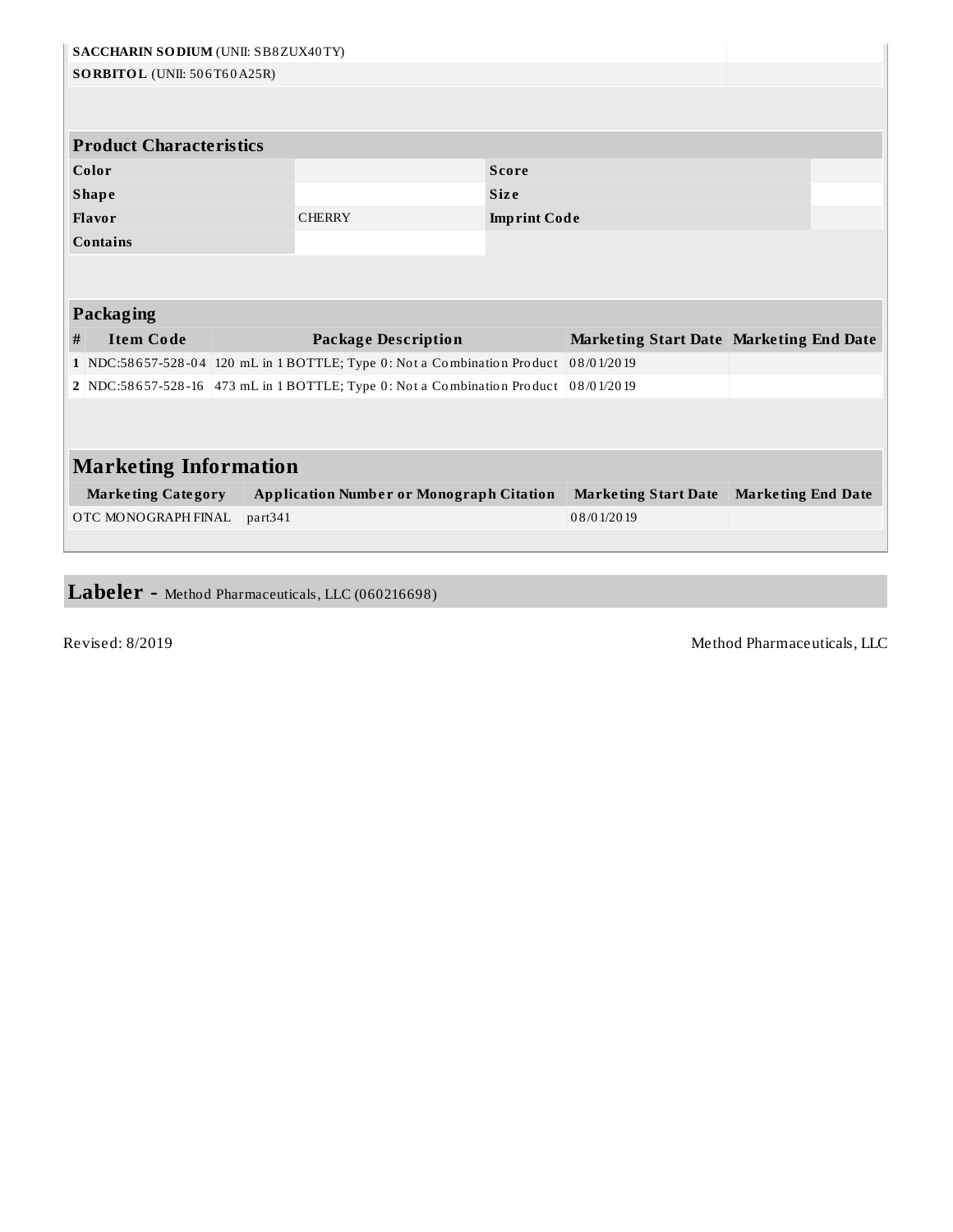| | |
|---|---|
| **SACCHARIN SODIUM** (UNII: SB8ZUX40TY) | |
| **SORBITOL** (UNII: 506T60A25R) | |

| Product Characteristics | | | |
|---|---|---|---|
| **Color** | | **Score** | |
| **Shape** | | **Size** | |
| **Flavor** | CHERRY | **Imprint Code** | |
| **Contains** | | | |

| Packaging | | | | |
|---|---|---|---|---|
| **#** | **Item Code** | **Package Description** | **Marketing Start Date** | **Marketing End Date** |
| **1** | NDC:58657-528-04 | 120 mL in 1 BOTTLE; Type 0: Not a Combination Product | 08/01/2019 | |
| **2** | NDC:58657-528-16 | 473 mL in 1 BOTTLE; Type 0: Not a Combination Product | 08/01/2019 | |

## Marketing Information

| Marketing Category | Application Number or Monograph Citation | Marketing Start Date | Marketing End Date |
|---|---|---|---|
| OTC MONOGRAPH FINAL | part341 | 08/01/2019 | |

## Labeler - Method Pharmaceuticals, LLC (060216698)

Revised: 8/2019

Method Pharmaceuticals, LLC